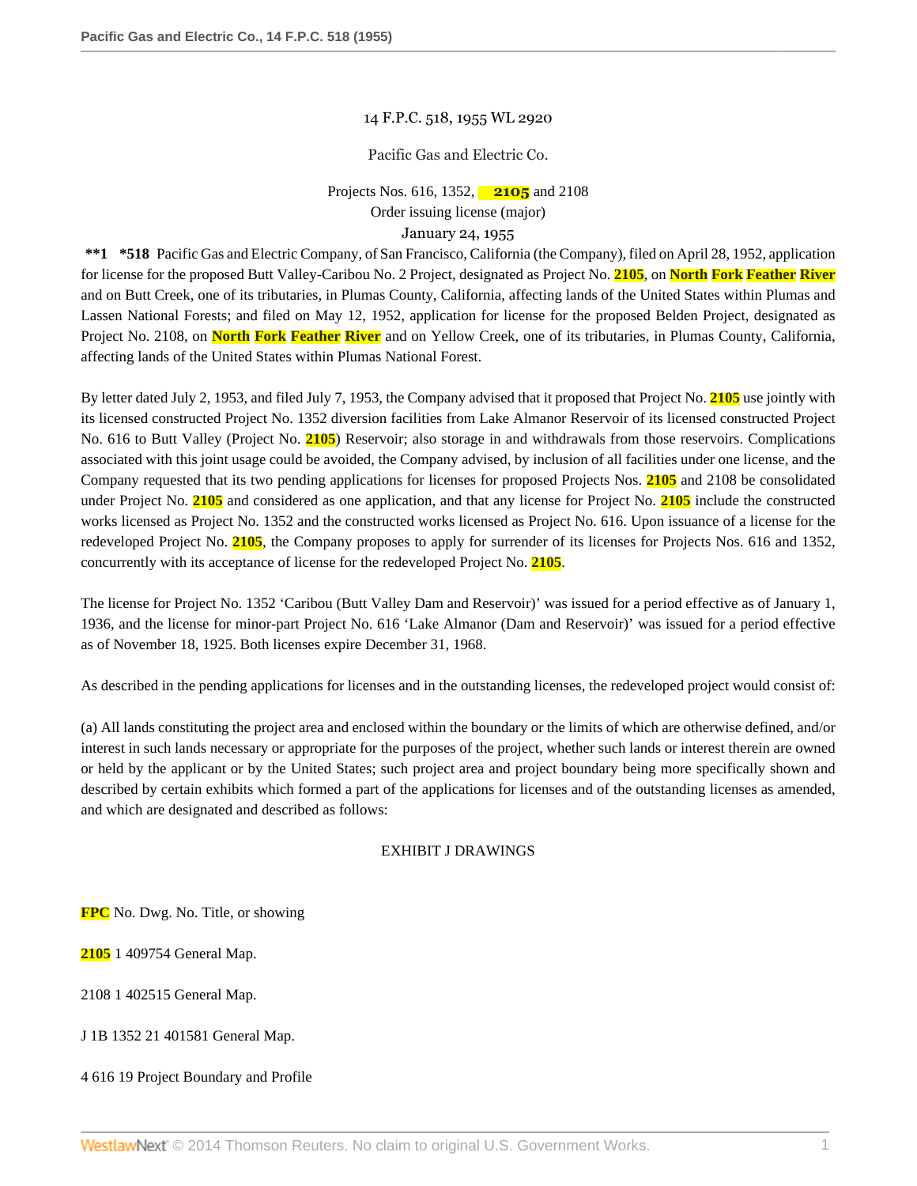14 F.P.C. 518, 1955 WL 2920

Pacific Gas and Electric Co.

Projects Nos. 616, 1352, 2105 and 2108
Order issuing license (major)
January 24, 1955

**\*\*1 \*518** Pacific Gas and Electric Company, of San Francisco, California (the Company), filed on April 28, 1952, application for license for the proposed Butt Valley-Caribou No. 2 Project, designated as Project No. 2105, on North Fork Feather River and on Butt Creek, one of its tributaries, in Plumas County, California, affecting lands of the United States within Plumas and Lassen National Forests; and filed on May 12, 1952, application for license for the proposed Belden Project, designated as Project No. 2108, on North Fork Feather River and on Yellow Creek, one of its tributaries, in Plumas County, California, affecting lands of the United States within Plumas National Forest.

By letter dated July 2, 1953, and filed July 7, 1953, the Company advised that it proposed that Project No. 2105 use jointly with its licensed constructed Project No. 1352 diversion facilities from Lake Almanor Reservoir of its licensed constructed Project No. 616 to Butt Valley (Project No. 2105) Reservoir; also storage in and withdrawals from those reservoirs. Complications associated with this joint usage could be avoided, the Company advised, by inclusion of all facilities under one license, and the Company requested that its two pending applications for licenses for proposed Projects Nos. 2105 and 2108 be consolidated under Project No. 2105 and considered as one application, and that any license for Project No. 2105 include the constructed works licensed as Project No. 1352 and the constructed works licensed as Project No. 616. Upon issuance of a license for the redeveloped Project No. 2105, the Company proposes to apply for surrender of its licenses for Projects Nos. 616 and 1352, concurrently with its acceptance of license for the redeveloped Project No. 2105.

The license for Project No. 1352 'Caribou (Butt Valley Dam and Reservoir)' was issued for a period effective as of January 1, 1936, and the license for minor-part Project No. 616 'Lake Almanor (Dam and Reservoir)' was issued for a period effective as of November 18, 1925. Both licenses expire December 31, 1968.

As described in the pending applications for licenses and in the outstanding licenses, the redeveloped project would consist of:

(a) All lands constituting the project area and enclosed within the boundary or the limits of which are otherwise defined, and/or interest in such lands necessary or appropriate for the purposes of the project, whether such lands or interest therein are owned or held by the applicant or by the United States; such project area and project boundary being more specifically shown and described by certain exhibits which formed a part of the applications for licenses and of the outstanding licenses as amended, and which are designated and described as follows:

EXHIBIT J DRAWINGS

FPC No. Dwg. No. Title, or showing

2105 1 409754 General Map.

2108 1 402515 General Map.

J 1B 1352 21 401581 General Map.

4 616 19 Project Boundary and Profile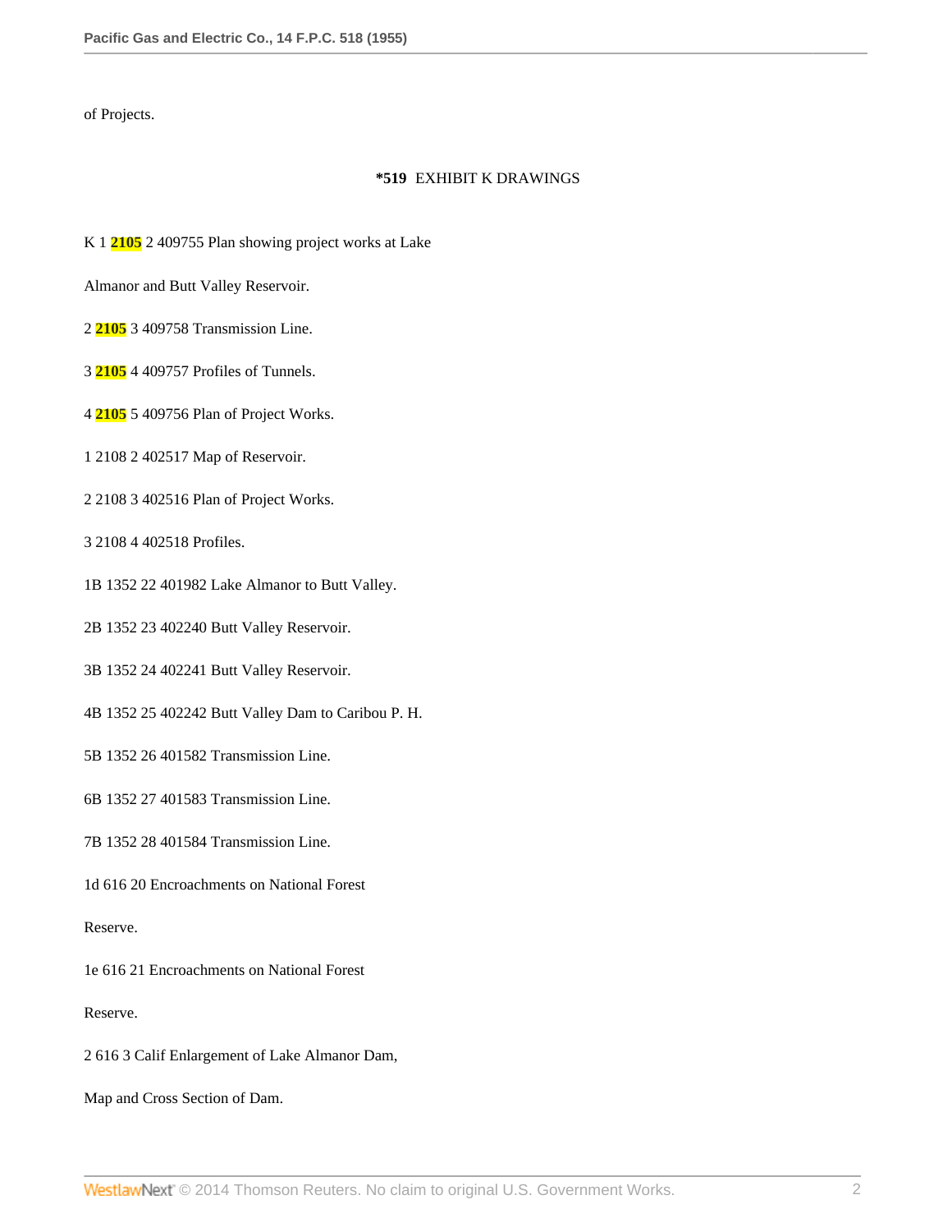of Projects.

**\*519** EXHIBIT K DRAWINGS

K 1 2105 2 409755 Plan showing project works at Lake

Almanor and Butt Valley Reservoir.

2 2105 3 409758 Transmission Line.

3 2105 4 409757 Profiles of Tunnels.

4 2105 5 409756 Plan of Project Works.

1 2108 2 402517 Map of Reservoir.

2 2108 3 402516 Plan of Project Works.

3 2108 4 402518 Profiles.

1B 1352 22 401982 Lake Almanor to Butt Valley.

2B 1352 23 402240 Butt Valley Reservoir.

3B 1352 24 402241 Butt Valley Reservoir.

4B 1352 25 402242 Butt Valley Dam to Caribou P. H.

5B 1352 26 401582 Transmission Line.

6B 1352 27 401583 Transmission Line.

7B 1352 28 401584 Transmission Line.

1d 616 20 Encroachments on National Forest

Reserve.

1e 616 21 Encroachments on National Forest

Reserve.

2 616 3 Calif Enlargement of Lake Almanor Dam,

Map and Cross Section of Dam.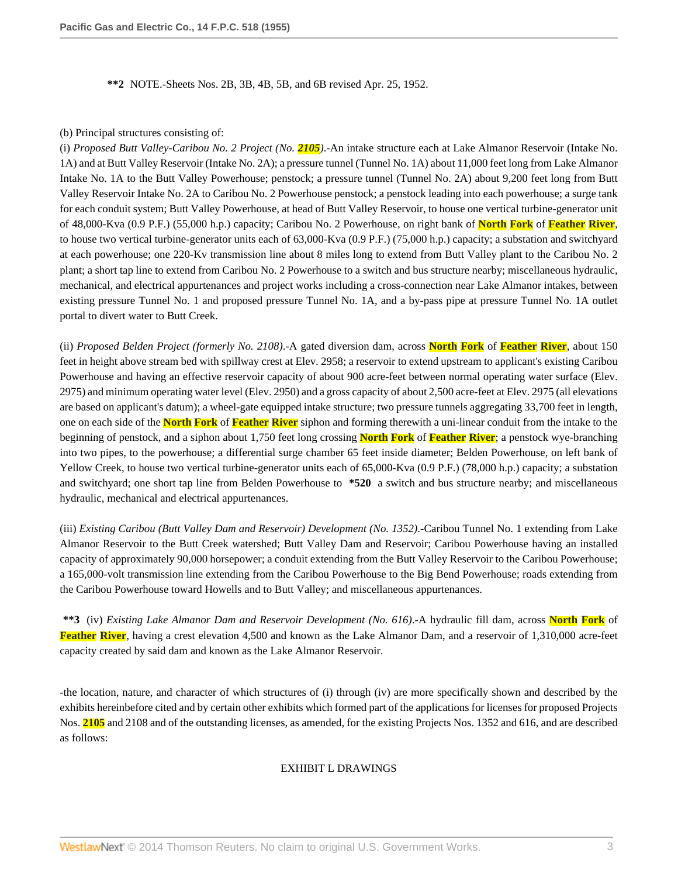**\*\*2** NOTE.-Sheets Nos. 2B, 3B, 4B, 5B, and 6B revised Apr. 25, 1952.

(b) Principal structures consisting of:

(i) *Proposed Butt Valley-Caribou No. 2 Project (No. 2105)*.-An intake structure each at Lake Almanor Reservoir (Intake No. 1A) and at Butt Valley Reservoir (Intake No. 2A); a pressure tunnel (Tunnel No. 1A) about 11,000 feet long from Lake Almanor Intake No. 1A to the Butt Valley Powerhouse; penstock; a pressure tunnel (Tunnel No. 2A) about 9,200 feet long from Butt Valley Reservoir Intake No. 2A to Caribou No. 2 Powerhouse penstock; a penstock leading into each powerhouse; a surge tank for each conduit system; Butt Valley Powerhouse, at head of Butt Valley Reservoir, to house one vertical turbine-generator unit of 48,000-Kva (0.9 P.F.) (55,000 h.p.) capacity; Caribou No. 2 Powerhouse, on right bank of North Fork of Feather River, to house two vertical turbine-generator units each of 63,000-Kva (0.9 P.F.) (75,000 h.p.) capacity; a substation and switchyard at each powerhouse; one 220-Kv transmission line about 8 miles long to extend from Butt Valley plant to the Caribou No. 2 plant; a short tap line to extend from Caribou No. 2 Powerhouse to a switch and bus structure nearby; miscellaneous hydraulic, mechanical, and electrical appurtenances and project works including a cross-connection near Lake Almanor intakes, between existing pressure Tunnel No. 1 and proposed pressure Tunnel No. 1A, and a by-pass pipe at pressure Tunnel No. 1A outlet portal to divert water to Butt Creek.

(ii) *Proposed Belden Project (formerly No. 2108)*.-A gated diversion dam, across North Fork of Feather River, about 150 feet in height above stream bed with spillway crest at Elev. 2958; a reservoir to extend upstream to applicant's existing Caribou Powerhouse and having an effective reservoir capacity of about 900 acre-feet between normal operating water surface (Elev. 2975) and minimum operating water level (Elev. 2950) and a gross capacity of about 2,500 acre-feet at Elev. 2975 (all elevations are based on applicant's datum); a wheel-gate equipped intake structure; two pressure tunnels aggregating 33,700 feet in length, one on each side of the North Fork of Feather River siphon and forming therewith a uni-linear conduit from the intake to the beginning of penstock, and a siphon about 1,750 feet long crossing North Fork of Feather River; a penstock wye-branching into two pipes, to the powerhouse; a differential surge chamber 65 feet inside diameter; Belden Powerhouse, on left bank of Yellow Creek, to house two vertical turbine-generator units each of 65,000-Kva (0.9 P.F.) (78,000 h.p.) capacity; a substation and switchyard; one short tap line from Belden Powerhouse to **\*520** a switch and bus structure nearby; and miscellaneous hydraulic, mechanical and electrical appurtenances.

(iii) *Existing Caribou (Butt Valley Dam and Reservoir) Development (No. 1352)*.-Caribou Tunnel No. 1 extending from Lake Almanor Reservoir to the Butt Creek watershed; Butt Valley Dam and Reservoir; Caribou Powerhouse having an installed capacity of approximately 90,000 horsepower; a conduit extending from the Butt Valley Reservoir to the Caribou Powerhouse; a 165,000-volt transmission line extending from the Caribou Powerhouse to the Big Bend Powerhouse; roads extending from the Caribou Powerhouse toward Howells and to Butt Valley; and miscellaneous appurtenances.

**\*\*3** (iv) *Existing Lake Almanor Dam and Reservoir Development (No. 616)*.-A hydraulic fill dam, across North Fork of Feather River, having a crest elevation 4,500 and known as the Lake Almanor Dam, and a reservoir of 1,310,000 acre-feet capacity created by said dam and known as the Lake Almanor Reservoir.

-the location, nature, and character of which structures of (i) through (iv) are more specifically shown and described by the exhibits hereinbefore cited and by certain other exhibits which formed part of the applications for licenses for proposed Projects Nos. 2105 and 2108 and of the outstanding licenses, as amended, for the existing Projects Nos. 1352 and 616, and are described as follows:

EXHIBIT L DRAWINGS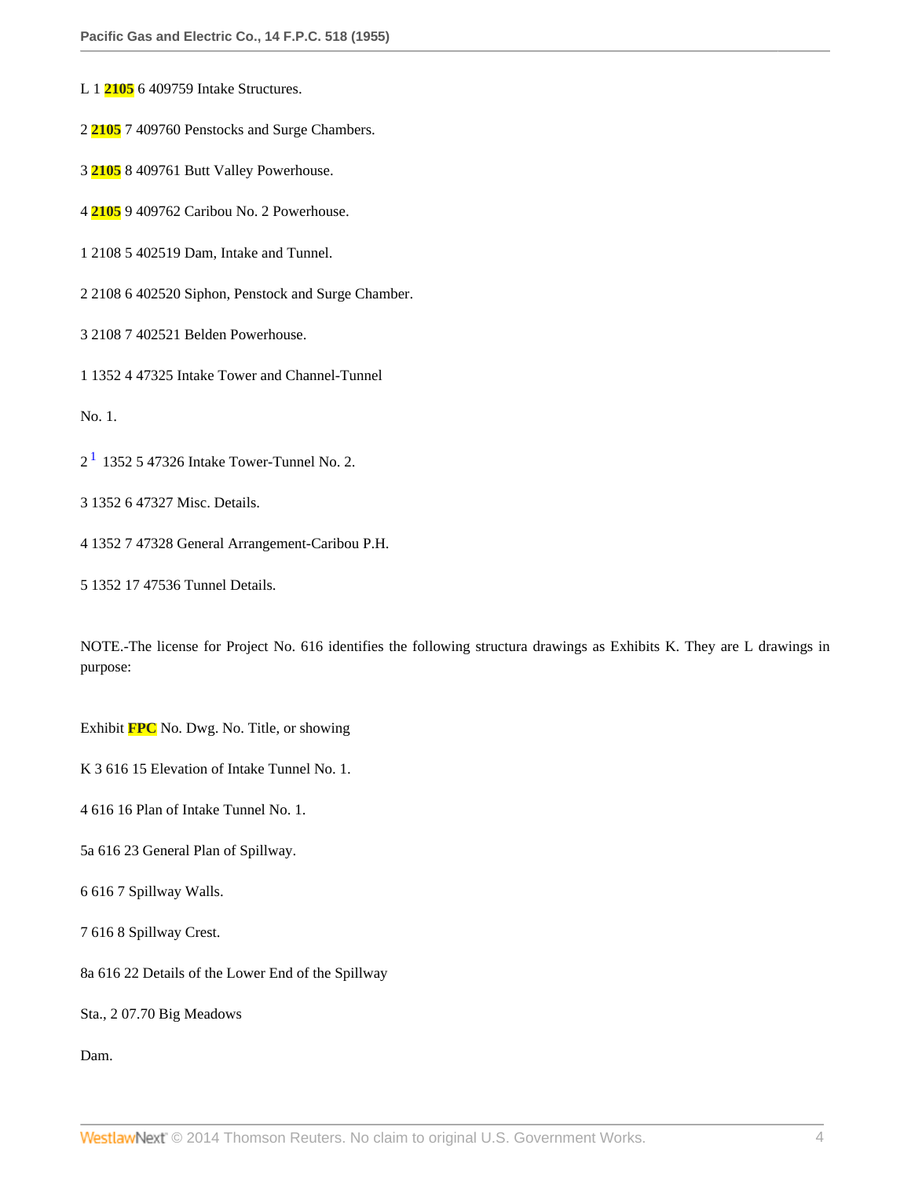L 1 2105 6 409759 Intake Structures.

2 2105 7 409760 Penstocks and Surge Chambers.

3 2105 8 409761 Butt Valley Powerhouse.

4 2105 9 409762 Caribou No. 2 Powerhouse.

1 2108 5 402519 Dam, Intake and Tunnel.

2 2108 6 402520 Siphon, Penstock and Surge Chamber.

3 2108 7 402521 Belden Powerhouse.

1 1352 4 47325 Intake Tower and Channel-Tunnel

No. 1.

2 [1] 1352 5 47326 Intake Tower-Tunnel No. 2.

3 1352 6 47327 Misc. Details.

4 1352 7 47328 General Arrangement-Caribou P.H.

5 1352 17 47536 Tunnel Details.

NOTE.-The license for Project No. 616 identifies the following structura drawings as Exhibits K. They are L drawings in purpose:

Exhibit FPC No. Dwg. No. Title, or showing

K 3 616 15 Elevation of Intake Tunnel No. 1.

4 616 16 Plan of Intake Tunnel No. 1.

5a 616 23 General Plan of Spillway.

6 616 7 Spillway Walls.

7 616 8 Spillway Crest.

8a 616 22 Details of the Lower End of the Spillway

Sta., 2 07.70 Big Meadows

Dam.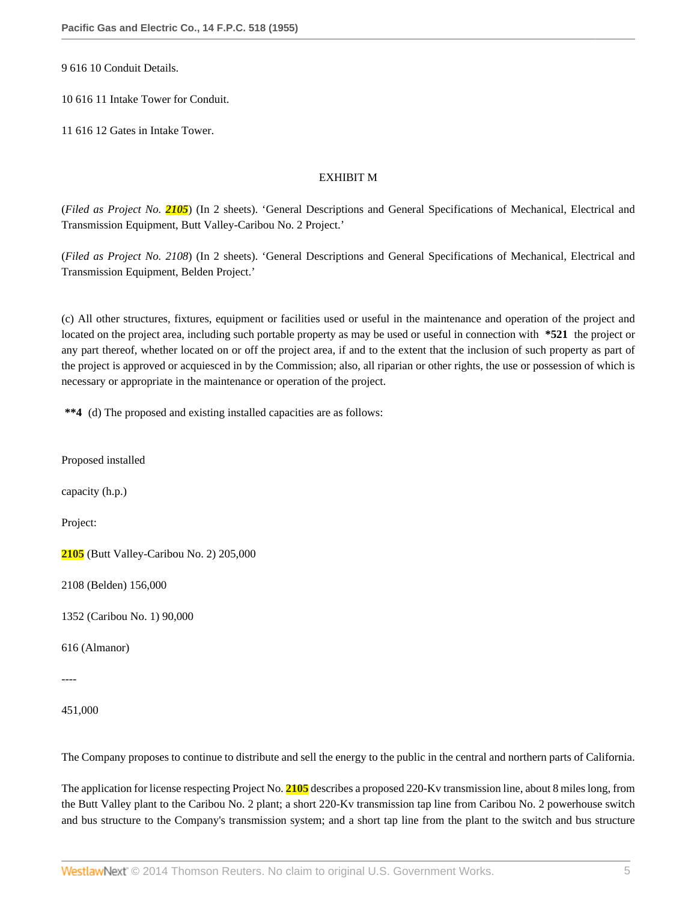9 616 10 Conduit Details.

10 616 11 Intake Tower for Conduit.

11 616 12 Gates in Intake Tower.

EXHIBIT M

(*Filed as Project No. 2105*) (In 2 sheets). 'General Descriptions and General Specifications of Mechanical, Electrical and Transmission Equipment, Butt Valley-Caribou No. 2 Project.'

(*Filed as Project No. 2108*) (In 2 sheets). 'General Descriptions and General Specifications of Mechanical, Electrical and Transmission Equipment, Belden Project.'

(c) All other structures, fixtures, equipment or facilities used or useful in the maintenance and operation of the project and located on the project area, including such portable property as may be used or useful in connection with **\*521** the project or any part thereof, whether located on or off the project area, if and to the extent that the inclusion of such property as part of the project is approved or acquiesced in by the Commission; also, all riparian or other rights, the use or possession of which is necessary or appropriate in the maintenance or operation of the project.

**\*\*4** (d) The proposed and existing installed capacities are as follows:

| Project: | Proposed installed capacity (h.p.) |
|---|---|
| 2105 (Butt Valley-Caribou No. 2) | 205,000 |
| 2108 (Belden) | 156,000 |
| 1352 (Caribou No. 1) | 90,000 |
| 616 (Almanor) | ---- |
| | 451,000 |

The Company proposes to continue to distribute and sell the energy to the public in the central and northern parts of California.

The application for license respecting Project No. 2105 describes a proposed 220-Kv transmission line, about 8 miles long, from the Butt Valley plant to the Caribou No. 2 plant; a short 220-Kv transmission tap line from Caribou No. 2 powerhouse switch and bus structure to the Company's transmission system; and a short tap line from the plant to the switch and bus structure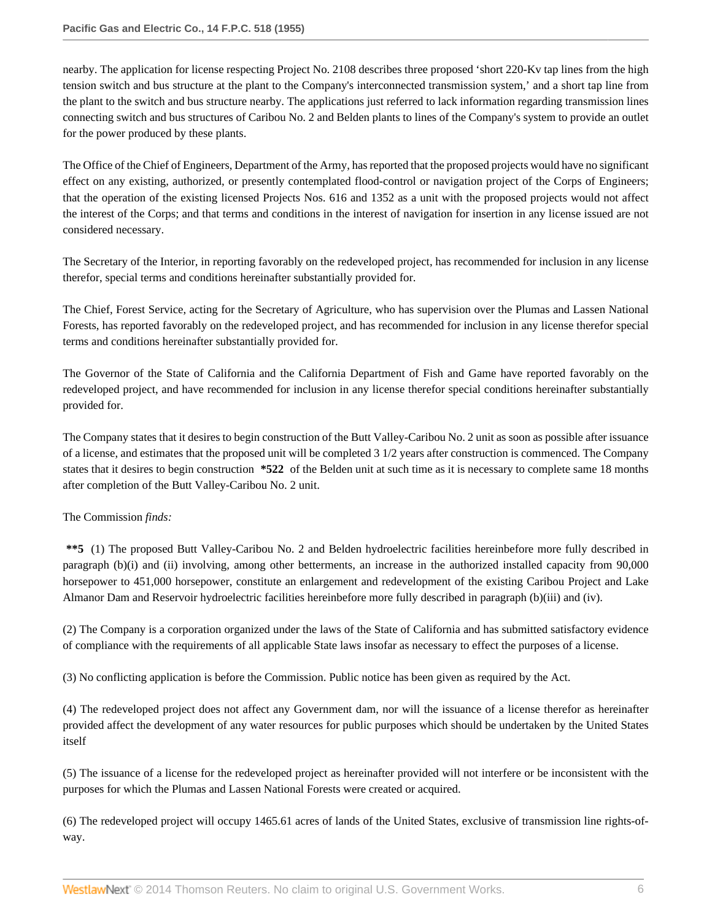nearby. The application for license respecting Project No. 2108 describes three proposed 'short 220-Kv tap lines from the high tension switch and bus structure at the plant to the Company's interconnected transmission system,' and a short tap line from the plant to the switch and bus structure nearby. The applications just referred to lack information regarding transmission lines connecting switch and bus structures of Caribou No. 2 and Belden plants to lines of the Company's system to provide an outlet for the power produced by these plants.

The Office of the Chief of Engineers, Department of the Army, has reported that the proposed projects would have no significant effect on any existing, authorized, or presently contemplated flood-control or navigation project of the Corps of Engineers; that the operation of the existing licensed Projects Nos. 616 and 1352 as a unit with the proposed projects would not affect the interest of the Corps; and that terms and conditions in the interest of navigation for insertion in any license issued are not considered necessary.

The Secretary of the Interior, in reporting favorably on the redeveloped project, has recommended for inclusion in any license therefor, special terms and conditions hereinafter substantially provided for.

The Chief, Forest Service, acting for the Secretary of Agriculture, who has supervision over the Plumas and Lassen National Forests, has reported favorably on the redeveloped project, and has recommended for inclusion in any license therefor special terms and conditions hereinafter substantially provided for.

The Governor of the State of California and the California Department of Fish and Game have reported favorably on the redeveloped project, and have recommended for inclusion in any license therefor special conditions hereinafter substantially provided for.

The Company states that it desires to begin construction of the Butt Valley-Caribou No. 2 unit as soon as possible after issuance of a license, and estimates that the proposed unit will be completed 3 1/2 years after construction is commenced. The Company states that it desires to begin construction **\*522** of the Belden unit at such time as it is necessary to complete same 18 months after completion of the Butt Valley-Caribou No. 2 unit.

The Commission *finds:*

**\*\*5** (1) The proposed Butt Valley-Caribou No. 2 and Belden hydroelectric facilities hereinbefore more fully described in paragraph (b)(i) and (ii) involving, among other betterments, an increase in the authorized installed capacity from 90,000 horsepower to 451,000 horsepower, constitute an enlargement and redevelopment of the existing Caribou Project and Lake Almanor Dam and Reservoir hydroelectric facilities hereinbefore more fully described in paragraph (b)(iii) and (iv).

(2) The Company is a corporation organized under the laws of the State of California and has submitted satisfactory evidence of compliance with the requirements of all applicable State laws insofar as necessary to effect the purposes of a license.

(3) No conflicting application is before the Commission. Public notice has been given as required by the Act.

(4) The redeveloped project does not affect any Government dam, nor will the issuance of a license therefor as hereinafter provided affect the development of any water resources for public purposes which should be undertaken by the United States itself

(5) The issuance of a license for the redeveloped project as hereinafter provided will not interfere or be inconsistent with the purposes for which the Plumas and Lassen National Forests were created or acquired.

(6) The redeveloped project will occupy 1465.61 acres of lands of the United States, exclusive of transmission line rights-of-way.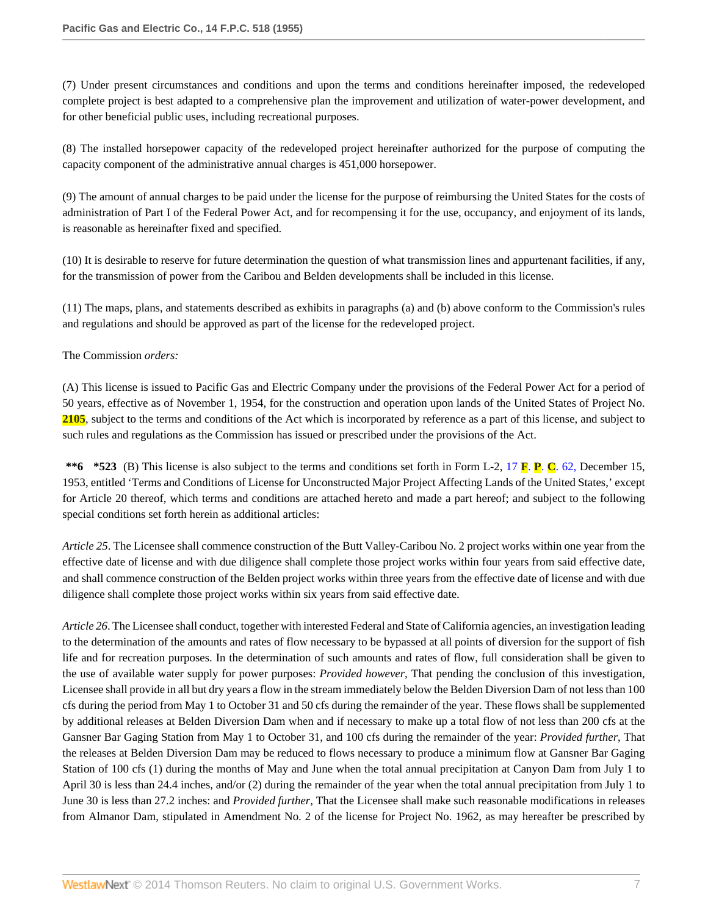(7) Under present circumstances and conditions and upon the terms and conditions hereinafter imposed, the redeveloped complete project is best adapted to a comprehensive plan the improvement and utilization of water-power development, and for other beneficial public uses, including recreational purposes.

(8) The installed horsepower capacity of the redeveloped project hereinafter authorized for the purpose of computing the capacity component of the administrative annual charges is 451,000 horsepower.

(9) The amount of annual charges to be paid under the license for the purpose of reimbursing the United States for the costs of administration of Part I of the Federal Power Act, and for recompensing it for the use, occupancy, and enjoyment of its lands, is reasonable as hereinafter fixed and specified.

(10) It is desirable to reserve for future determination the question of what transmission lines and appurtenant facilities, if any, for the transmission of power from the Caribou and Belden developments shall be included in this license.

(11) The maps, plans, and statements described as exhibits in paragraphs (a) and (b) above conform to the Commission's rules and regulations and should be approved as part of the license for the redeveloped project.

The Commission *orders:*

(A) This license is issued to Pacific Gas and Electric Company under the provisions of the Federal Power Act for a period of 50 years, effective as of November 1, 1954, for the construction and operation upon lands of the United States of Project No. **2105**, subject to the terms and conditions of the Act which is incorporated by reference as a part of this license, and subject to such rules and regulations as the Commission has issued or prescribed under the provisions of the Act.

**\*\*6 \*523** (B) This license is also subject to the terms and conditions set forth in Form L-2, 17 **F**. **P**. **C**. 62, December 15, 1953, entitled 'Terms and Conditions of License for Unconstructed Major Project Affecting Lands of the United States,' except for Article 20 thereof, which terms and conditions are attached hereto and made a part hereof; and subject to the following special conditions set forth herein as additional articles:

*Article 25*. The Licensee shall commence construction of the Butt Valley-Caribou No. 2 project works within one year from the effective date of license and with due diligence shall complete those project works within four years from said effective date, and shall commence construction of the Belden project works within three years from the effective date of license and with due diligence shall complete those project works within six years from said effective date.

*Article 26*. The Licensee shall conduct, together with interested Federal and State of California agencies, an investigation leading to the determination of the amounts and rates of flow necessary to be bypassed at all points of diversion for the support of fish life and for recreation purposes. In the determination of such amounts and rates of flow, full consideration shall be given to the use of available water supply for power purposes: *Provided however*, That pending the conclusion of this investigation, Licensee shall provide in all but dry years a flow in the stream immediately below the Belden Diversion Dam of not less than 100 cfs during the period from May 1 to October 31 and 50 cfs during the remainder of the year. These flows shall be supplemented by additional releases at Belden Diversion Dam when and if necessary to make up a total flow of not less than 200 cfs at the Gansner Bar Gaging Station from May 1 to October 31, and 100 cfs during the remainder of the year: *Provided further*, That the releases at Belden Diversion Dam may be reduced to flows necessary to produce a minimum flow at Gansner Bar Gaging Station of 100 cfs (1) during the months of May and June when the total annual precipitation at Canyon Dam from July 1 to April 30 is less than 24.4 inches, and/or (2) during the remainder of the year when the total annual precipitation from July 1 to June 30 is less than 27.2 inches: and *Provided further*, That the Licensee shall make such reasonable modifications in releases from Almanor Dam, stipulated in Amendment No. 2 of the license for Project No. 1962, as may hereafter be prescribed by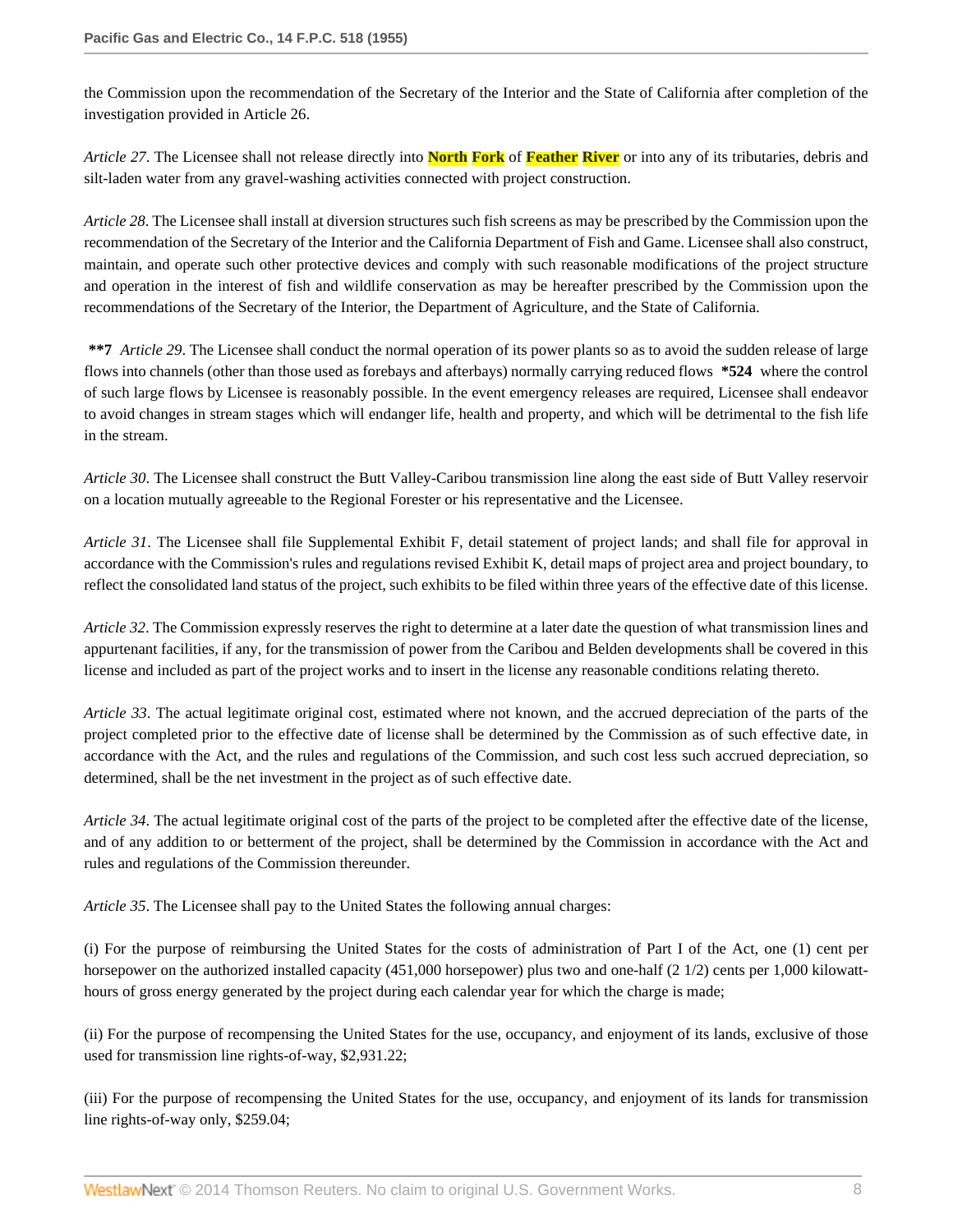the Commission upon the recommendation of the Secretary of the Interior and the State of California after completion of the investigation provided in Article 26.

*Article 27*. The Licensee shall not release directly into **North Fork** of **Feather River** or into any of its tributaries, debris and silt-laden water from any gravel-washing activities connected with project construction.

*Article 28*. The Licensee shall install at diversion structures such fish screens as may be prescribed by the Commission upon the recommendation of the Secretary of the Interior and the California Department of Fish and Game. Licensee shall also construct, maintain, and operate such other protective devices and comply with such reasonable modifications of the project structure and operation in the interest of fish and wildlife conservation as may be hereafter prescribed by the Commission upon the recommendations of the Secretary of the Interior, the Department of Agriculture, and the State of California.

**\*\*7** *Article 29*. The Licensee shall conduct the normal operation of its power plants so as to avoid the sudden release of large flows into channels (other than those used as forebays and afterbays) normally carrying reduced flows **\*524** where the control of such large flows by Licensee is reasonably possible. In the event emergency releases are required, Licensee shall endeavor to avoid changes in stream stages which will endanger life, health and property, and which will be detrimental to the fish life in the stream.

*Article 30*. The Licensee shall construct the Butt Valley-Caribou transmission line along the east side of Butt Valley reservoir on a location mutually agreeable to the Regional Forester or his representative and the Licensee.

*Article 31*. The Licensee shall file Supplemental Exhibit F, detail statement of project lands; and shall file for approval in accordance with the Commission's rules and regulations revised Exhibit K, detail maps of project area and project boundary, to reflect the consolidated land status of the project, such exhibits to be filed within three years of the effective date of this license.

*Article 32*. The Commission expressly reserves the right to determine at a later date the question of what transmission lines and appurtenant facilities, if any, for the transmission of power from the Caribou and Belden developments shall be covered in this license and included as part of the project works and to insert in the license any reasonable conditions relating thereto.

*Article 33*. The actual legitimate original cost, estimated where not known, and the accrued depreciation of the parts of the project completed prior to the effective date of license shall be determined by the Commission as of such effective date, in accordance with the Act, and the rules and regulations of the Commission, and such cost less such accrued depreciation, so determined, shall be the net investment in the project as of such effective date.

*Article 34*. The actual legitimate original cost of the parts of the project to be completed after the effective date of the license, and of any addition to or betterment of the project, shall be determined by the Commission in accordance with the Act and rules and regulations of the Commission thereunder.

*Article 35*. The Licensee shall pay to the United States the following annual charges:

(i) For the purpose of reimbursing the United States for the costs of administration of Part I of the Act, one (1) cent per horsepower on the authorized installed capacity (451,000 horsepower) plus two and one-half (2 1/2) cents per 1,000 kilowatt-hours of gross energy generated by the project during each calendar year for which the charge is made;

(ii) For the purpose of recompensing the United States for the use, occupancy, and enjoyment of its lands, exclusive of those used for transmission line rights-of-way, $2,931.22;

(iii) For the purpose of recompensing the United States for the use, occupancy, and enjoyment of its lands for transmission line rights-of-way only, $259.04;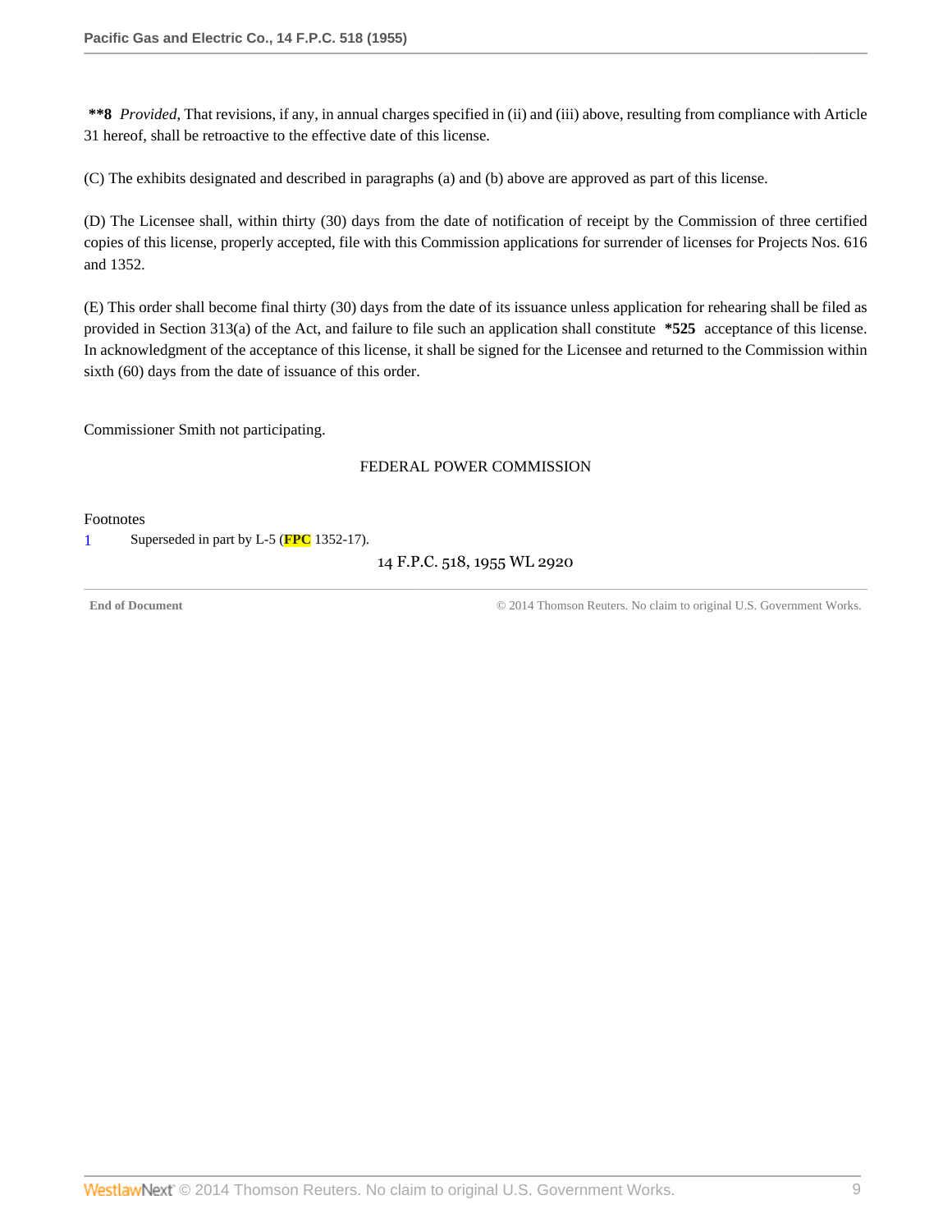**\*\*8** *Provided*, That revisions, if any, in annual charges specified in (ii) and (iii) above, resulting from compliance with Article 31 hereof, shall be retroactive to the effective date of this license.

(C) The exhibits designated and described in paragraphs (a) and (b) above are approved as part of this license.

(D) The Licensee shall, within thirty (30) days from the date of notification of receipt by the Commission of three certified copies of this license, properly accepted, file with this Commission applications for surrender of licenses for Projects Nos. 616 and 1352.

(E) This order shall become final thirty (30) days from the date of its issuance unless application for rehearing shall be filed as provided in Section 313(a) of the Act, and failure to file such an application shall constitute **\*525** acceptance of this license. In acknowledgment of the acceptance of this license, it shall be signed for the Licensee and returned to the Commission within sixth (60) days from the date of issuance of this order.

Commissioner Smith not participating.

FEDERAL POWER COMMISSION

Footnotes

1 Superseded in part by L-5 (FPC 1352-17).

14 F.P.C. 518, 1955 WL 2920

End of Document © 2014 Thomson Reuters. No claim to original U.S. Government Works.